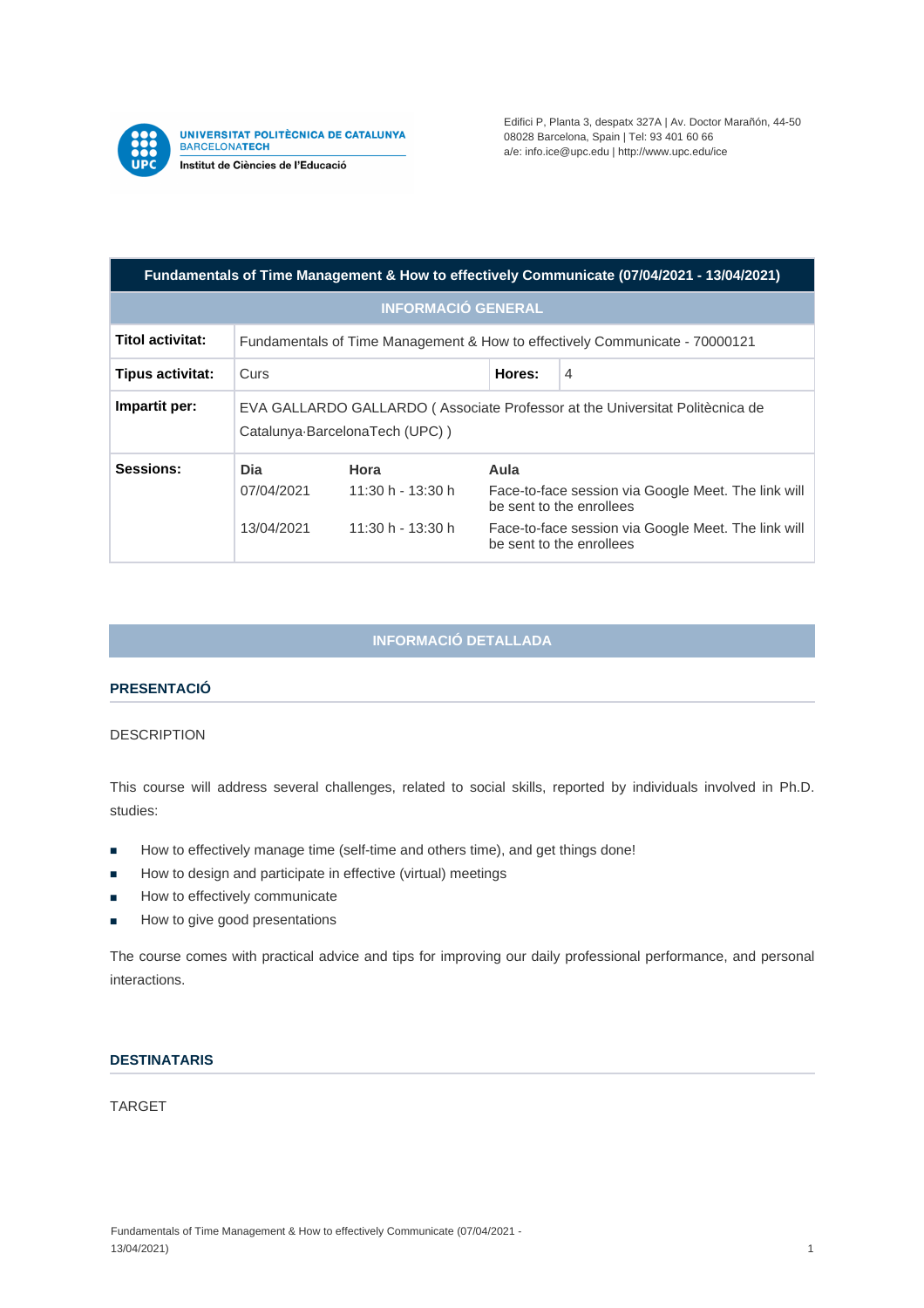UNIVERSITAT POLITÈCNICA DE CATALUNYA
BARCELONATECH
Institut de Ciències de l'Educació

Edifici P, Planta 3, despatx 327A | Av. Doctor Marañón, 44-50
08028 Barcelona, Spain | Tel: 93 401 60 66
a/e: info.ice@upc.edu | http://www.upc.edu/ice

## Fundamentals of Time Management & How to effectively Communicate (07/04/2021 - 13/04/2021)

### INFORMACIÓ GENERAL

| | | | | |
|---|---|---|---|---|
| **Titol activitat:** | Fundamentals of Time Management & How to effectively Communicate - 70000121 | | | |
| **Tipus activitat:** | Curs | | **Hores:** | 4 |
| **Impartit per:** | EVA GALLARDO GALLARDO ( Associate Professor at the Universitat Politècnica de Catalunya·BarcelonaTech (UPC) ) | | | |
| **Sessions:** | **Dia** | **Hora** | **Aula** | |
| | 07/04/2021 | 11:30 h - 13:30 h | Face-to-face session via Google Meet. The link will be sent to the enrollees | |
| | 13/04/2021 | 11:30 h - 13:30 h | Face-to-face session via Google Meet. The link will be sent to the enrollees | |

### INFORMACIÓ DETALLADA

#### PRESENTACIÓ

DESCRIPTION

This course will address several challenges, related to social skills, reported by individuals involved in Ph.D. studies:

- How to effectively manage time (self-time and others time), and get things done!
- How to design and participate in effective (virtual) meetings
- How to effectively communicate
- How to give good presentations

The course comes with practical advice and tips for improving our daily professional performance, and personal interactions.

#### DESTINATARIS

TARGET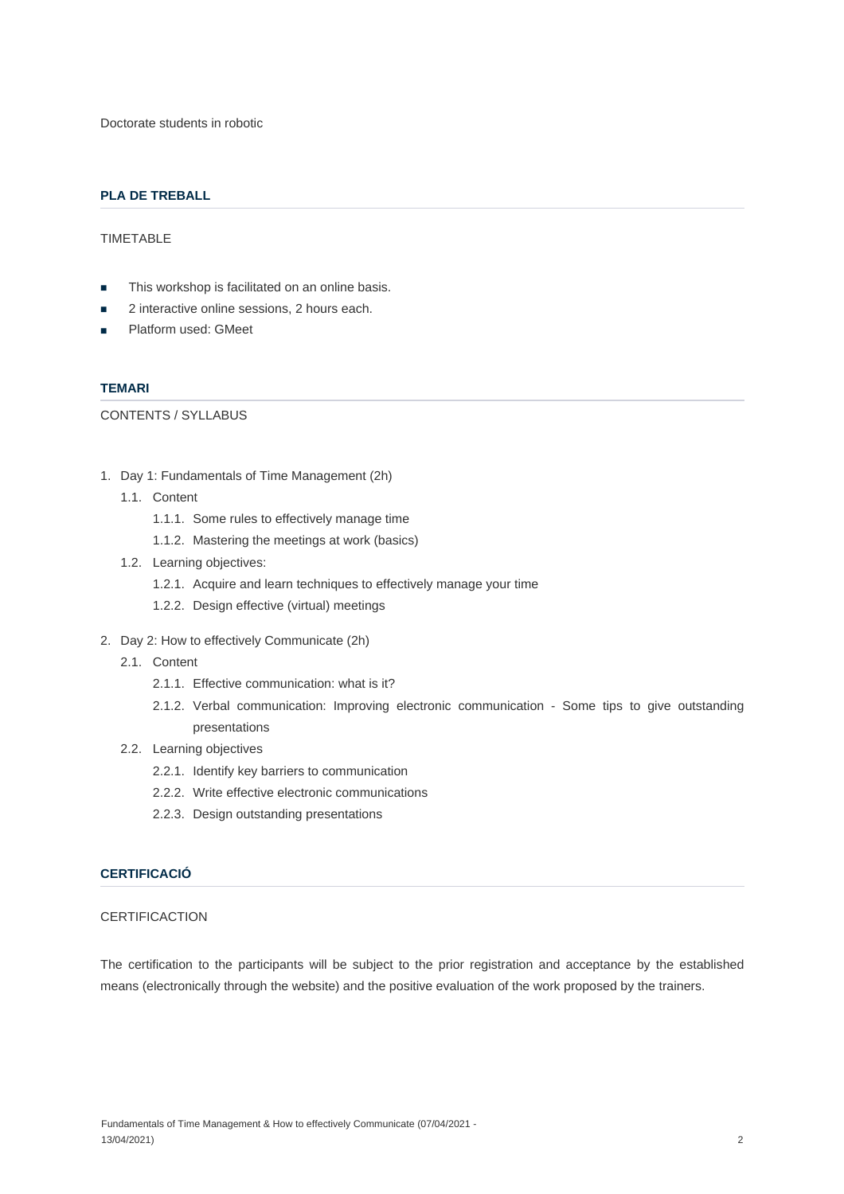Doctorate students in robotic

## PLA DE TREBALL

TIMETABLE

- This workshop is facilitated on an online basis.
- 2 interactive online sessions, 2 hours each.
- Platform used: GMeet

## TEMARI

CONTENTS / SYLLABUS

1. Day 1: Fundamentals of Time Management (2h)
   1.1. Content
      1.1.1. Some rules to effectively manage time
      1.1.2. Mastering the meetings at work (basics)
   1.2. Learning objectives:
      1.2.1. Acquire and learn techniques to effectively manage your time
      1.2.2. Design effective (virtual) meetings
2. Day 2: How to effectively Communicate (2h)
   2.1. Content
      2.1.1. Effective communication: what is it?
      2.1.2. Verbal communication: Improving electronic communication - Some tips to give outstanding presentations
   2.2. Learning objectives
      2.2.1. Identify key barriers to communication
      2.2.2. Write effective electronic communications
      2.2.3. Design outstanding presentations

## CERTIFICACIÓ

CERTIFICACTION

The certification to the participants will be subject to the prior registration and acceptance by the established means (electronically through the website) and the positive evaluation of the work proposed by the trainers.